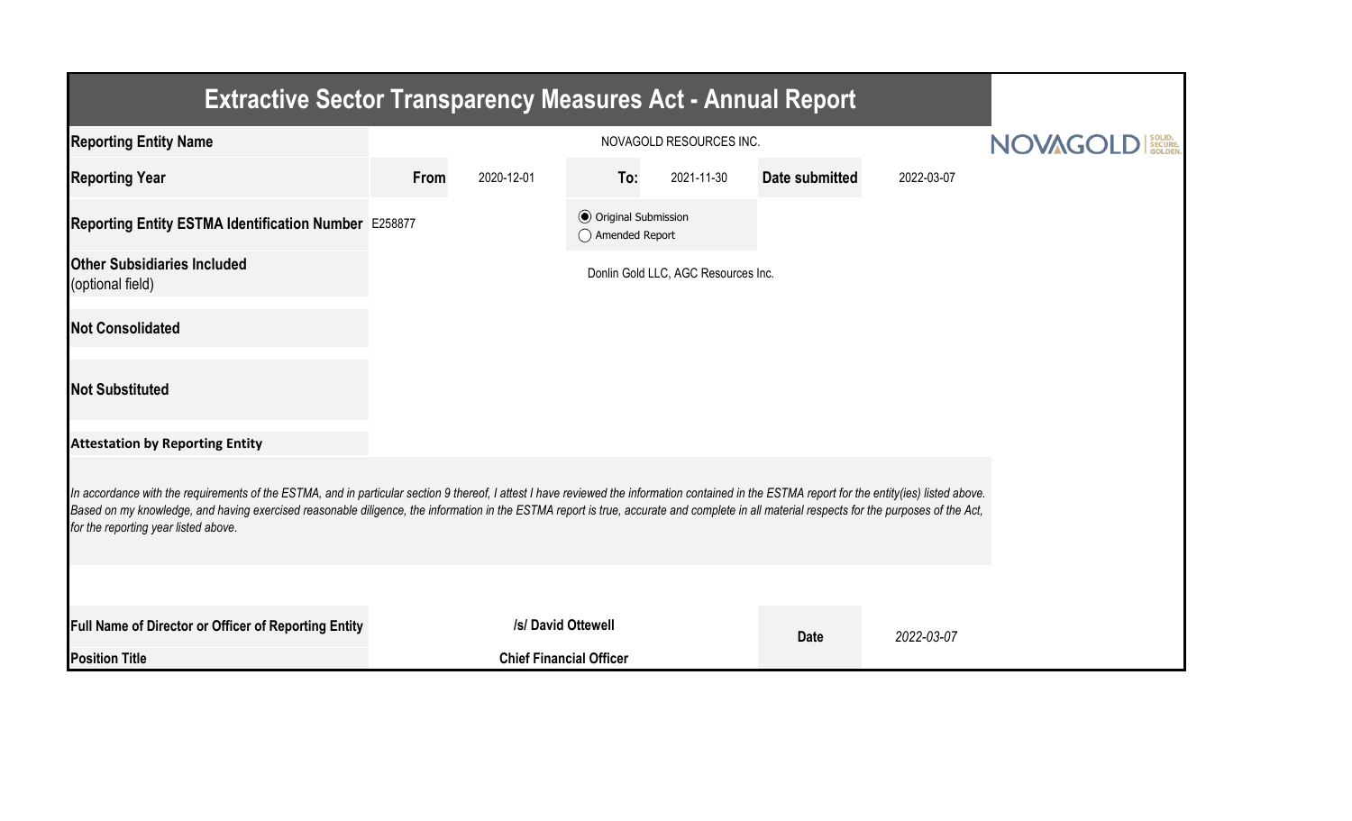# Extractive Sector Transparency Measures Act - Annual Report

| | | | | | | |
|---|---|---|---|---|---|---|
| **Reporting Entity Name** | NOVAGOLD RESOURCES INC. | | | | | |
| **Reporting Year** | **From** | 2020-12-01 | **To:** | 2021-11-30 | **Date submitted** | 2022-03-07 |
| **Reporting Entity ESTMA Identification Number** | E258877 | | ◉ Original Submission ◯ Amended Report | | | |
| **Other Subsidiaries Included** (optional field) | Donlin Gold LLC, AGC Resources Inc. | | | | | |
| **Not Consolidated** | | | | | | |
| **Not Substituted** | | | | | | |

**Attestation by Reporting Entity**

*In accordance with the requirements of the ESTMA, and in particular section 9 thereof, I attest I have reviewed the information contained in the ESTMA report for the entity(ies) listed above. Based on my knowledge, and having exercised reasonable diligence, the information in the ESTMA report is true, accurate and complete in all material respects for the purposes of the Act, for the reporting year listed above.*

| | | | |
|---|---|---|---|
| **Full Name of Director or Officer of Reporting Entity** | **/s/ David Ottewell** | **Date** | *2022-03-07* |
| **Position Title** | **Chief Financial Officer** | | |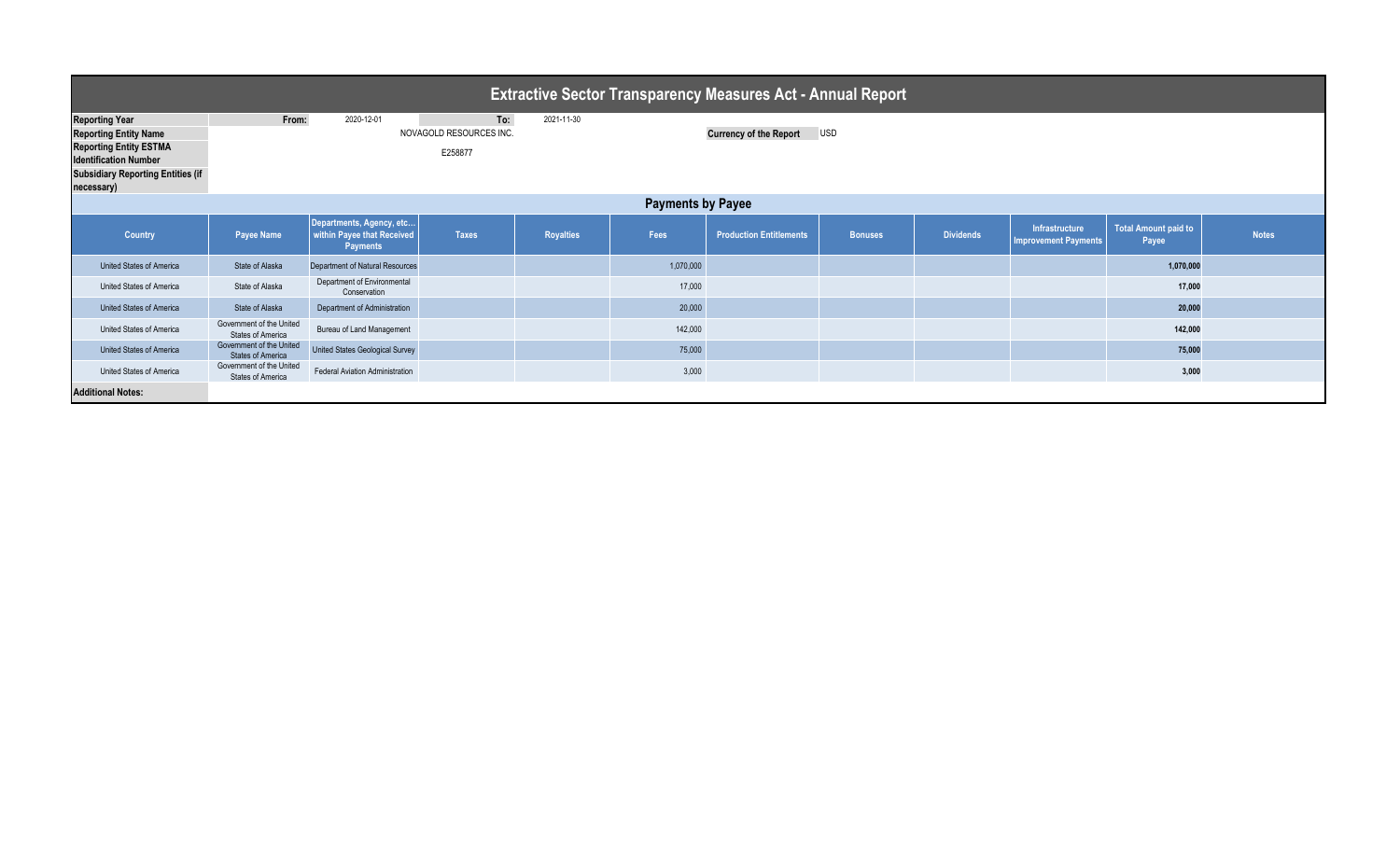# Extractive Sector Transparency Measures Act - Annual Report

| | | | | |
|---|---|---|---|---|
| **Reporting Year** | From: | 2020-12-01 | To: | 2021-11-30 |
| **Reporting Entity Name** | NOVAGOLD RESOURCES INC. | | **Currency of the Report** | USD |
| **Reporting Entity ESTMA Identification Number** | E258877 | | | |
| **Subsidiary Reporting Entities (if necessary)** | | | | |

## Payments by Payee

| Country | Payee Name | Departments, Agency, etc... within Payee that Received Payments | Taxes | Royalties | Fees | Production Entitlements | Bonuses | Dividends | Infrastructure Improvement Payments | Total Amount paid to Payee | Notes |
|---|---|---|---|---|---|---|---|---|---|---|---|
| United States of America | State of Alaska | Department of Natural Resources | | | 1,070,000 | | | | | **1,070,000** | |
| United States of America | State of Alaska | Department of Environmental Conservation | | | 17,000 | | | | | **17,000** | |
| United States of America | State of Alaska | Department of Administration | | | 20,000 | | | | | **20,000** | |
| United States of America | Government of the United States of America | Bureau of Land Management | | | 142,000 | | | | | **142,000** | |
| United States of America | Government of the United States of America | United States Geological Survey | | | 75,000 | | | | | **75,000** | |
| United States of America | Government of the United States of America | Federal Aviation Administration | | | 3,000 | | | | | **3,000** | |

**Additional Notes:**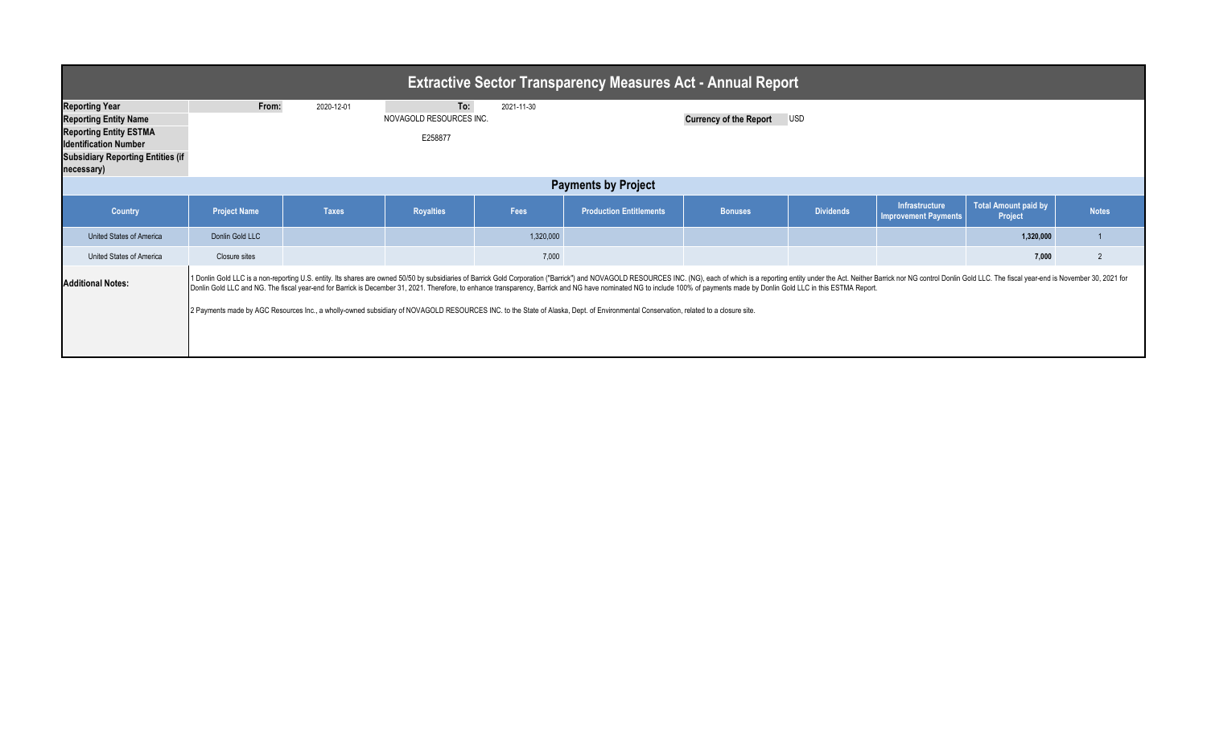# Extractive Sector Transparency Measures Act - Annual Report

| | | | |
|---|---|---|---|
| **Reporting Year** | From: 2020-12-01 | To: 2021-11-30 | |
| **Reporting Entity Name** | NOVAGOLD RESOURCES INC. | **Currency of the Report** | USD |
| **Reporting Entity ESTMA Identification Number** | E258877 | | |
| **Subsidiary Reporting Entities (if necessary)** | | | |

## Payments by Project

| Country | Project Name | Taxes | Royalties | Fees | Production Entitlements | Bonuses | Dividends | Infrastructure Improvement Payments | Total Amount paid by Project | Notes |
|---|---|---|---|---|---|---|---|---|---|---|
| United States of America | Donlin Gold LLC | | | 1,320,000 | | | | | **1,320,000** | 1 |
| United States of America | Closure sites | | | 7,000 | | | | | **7,000** | 2 |

**Additional Notes:**

1 Donlin Gold LLC is a non-reporting U.S. entity. Its shares are owned 50/50 by subsidiaries of Barrick Gold Corporation ("Barrick") and NOVAGOLD RESOURCES INC. (NG), each of which is a reporting entity under the Act. Neither Barrick nor NG control Donlin Gold LLC. The fiscal year-end is November 30, 2021 for Donlin Gold LLC and NG. The fiscal year-end for Barrick is December 31, 2021. Therefore, to enhance transparency, Barrick and NG have nominated NG to include 100% of payments made by Donlin Gold LLC in this ESTMA Report.

2 Payments made by AGC Resources Inc., a wholly-owned subsidiary of NOVAGOLD RESOURCES INC. to the State of Alaska, Dept. of Environmental Conservation, related to a closure site.